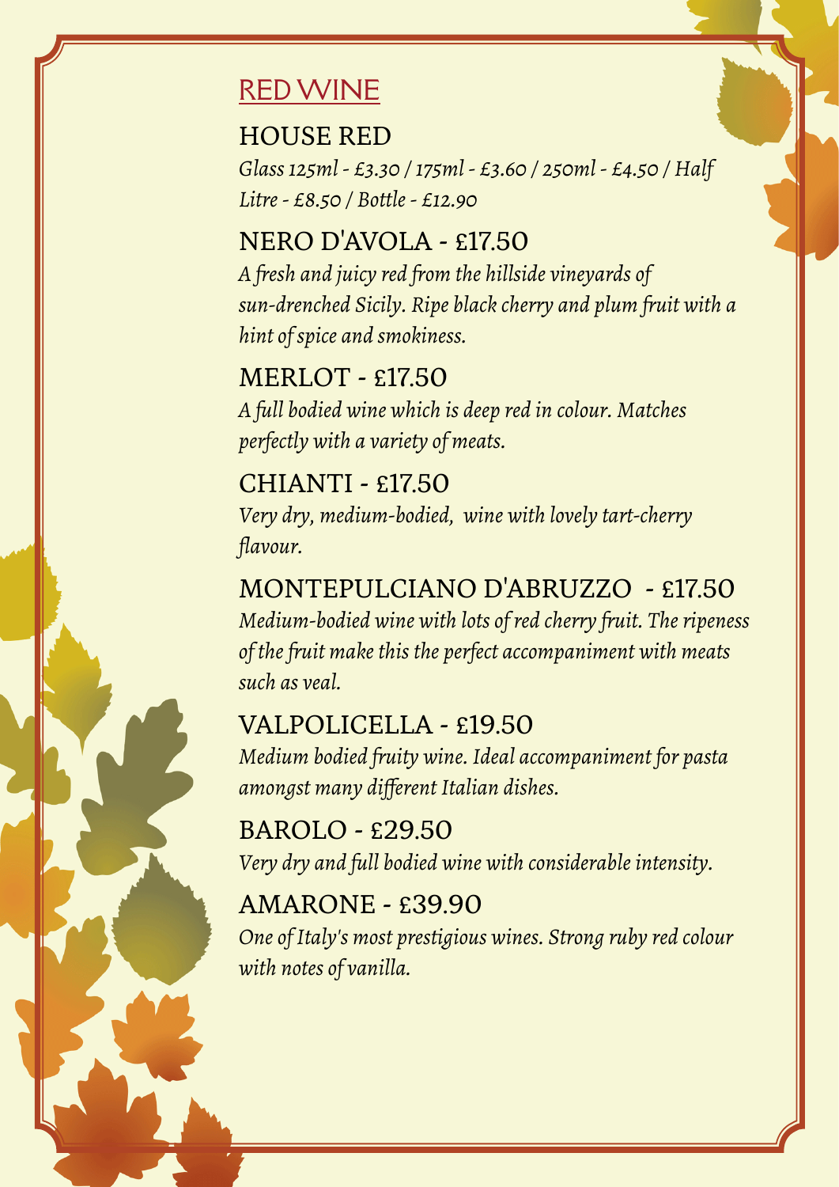# RED WINE

## HOUSE RED

*Glass 125ml - £3.30 / 175ml - £3.60 / 250ml - £4.50 / Half Litre - £8.50 / Bottle - £12.90*

## NERO D'AVOLA - £17.50

*A fresh and juicy red from the hillside vineyards of sun-drenched Sicily. Ripe black cherry and plum fruit with a hint of spice and smokiness.*

## MERLOT - £17.50

*A full bodied wine which is deep red in colour. Matches perfectly with a variety of meats.*

## CHIANTI - £17.50

*Very dry, medium-bodied,  wine with lovely tart-cherry flavour.*

## MONTEPULCIANO D'ABRUZZO  - £17.50

*Medium-bodied wine with lots of red cherry fruit. The ripeness of the fruit make this the perfect accompaniment with meats such as veal.*

## VALPOLICELLA - £19.50

*Medium bodied fruity wine. Ideal accompaniment for pasta amongst many different Italian dishes.*

## BAROLO - £29.50

*Very dry and full bodied wine with considerable intensity.*

## AMARONE - £39.90

*One of Italy's most prestigious wines. Strong ruby red colour with notes of vanilla.*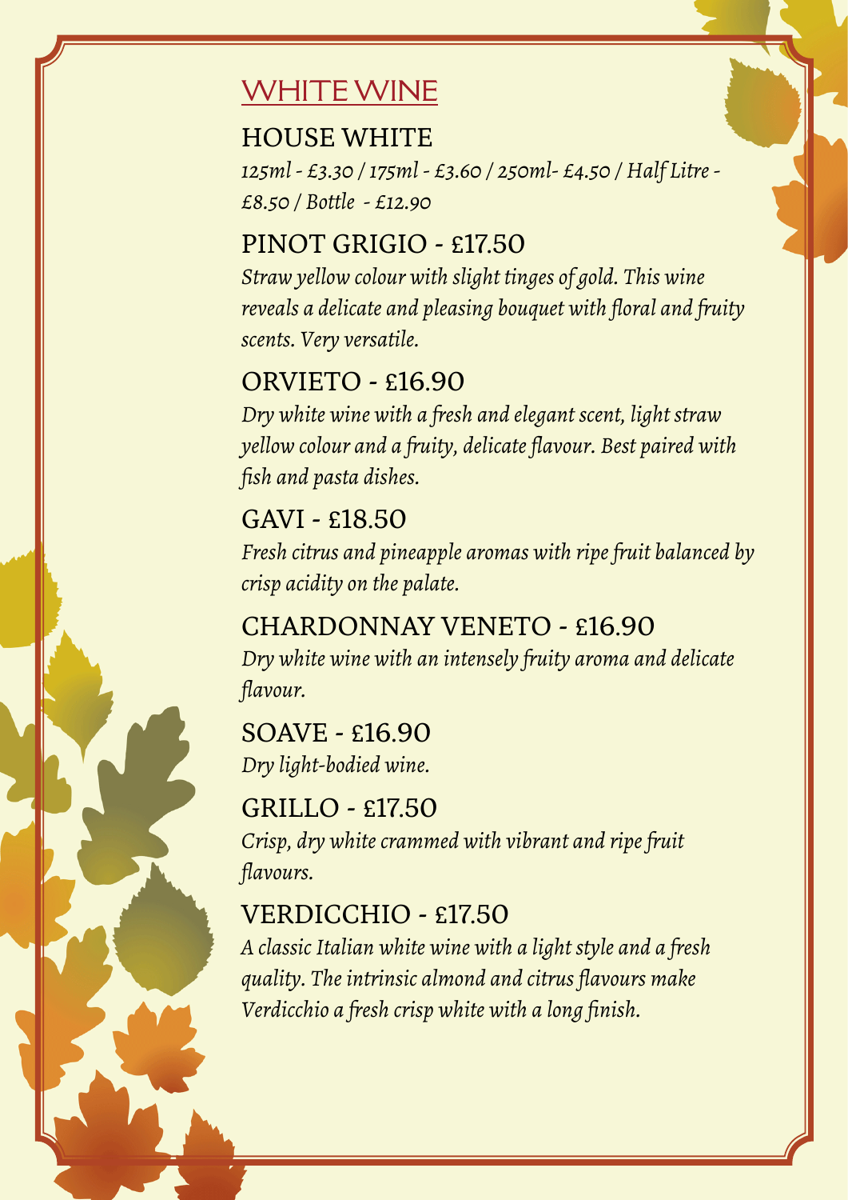# WHITE WINE

## HOUSE WHITE

*125ml - £3.30 / 175ml - £3.60 / 250ml- £4.50 / Half Litre - £8.50 / Bottle - £12.90*

## PINOT GRIGIO - £17.50

*Straw yellow colour with slight tinges of gold. This wine reveals a delicate and pleasing bouquet with floral and fruity scents. Very versatile.*

## ORVIETO - £16.90

*Dry white wine with a fresh and elegant scent, light straw yellow colour and a fruity, delicate flavour. Best paired with fish and pasta dishes.*

## GAVI - £18.50

*Fresh citrus and pineapple aromas with ripe fruit balanced by crisp acidity on the palate.*

## CHARDONNAY VENETO - £16.90

*Dry white wine with an intensely fruity aroma and delicate flavour.*

## SOAVE - £16.90

*Dry light-bodied wine.*

## GRILLO - £17.50

*Crisp, dry white crammed with vibrant and ripe fruit flavours.*

## VERDICCHIO - £17.50

*A classic Italian white wine with a light style and a fresh quality. The intrinsic almond and citrus flavours make Verdicchio a fresh crisp white with a long finish.*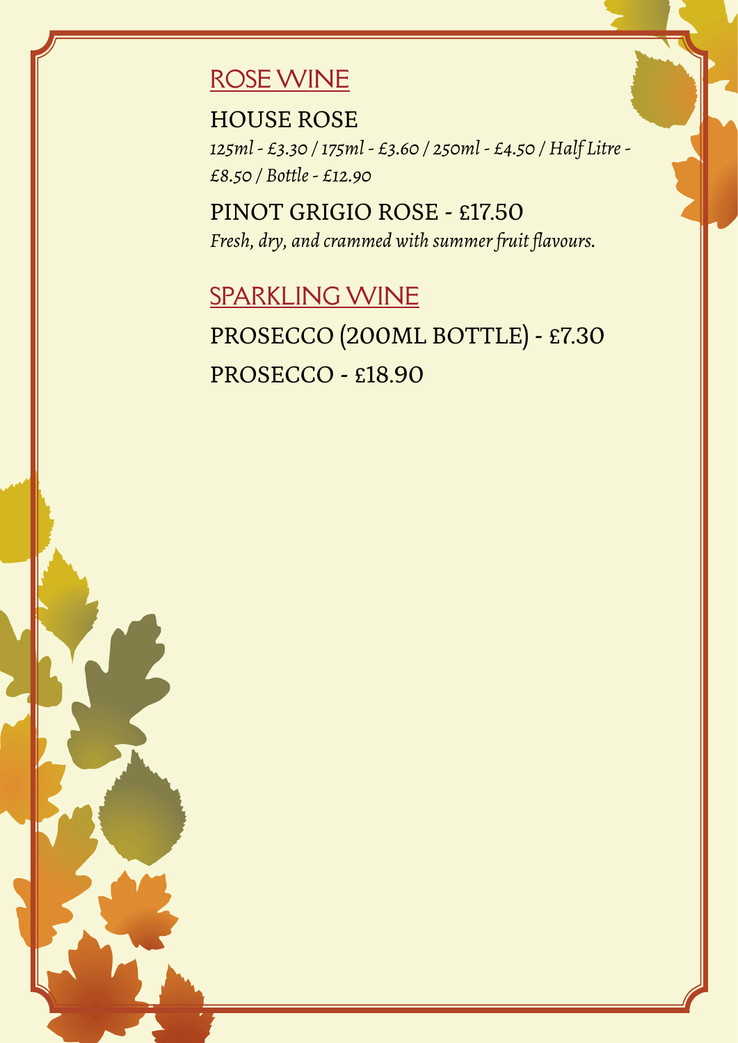## ROSE WINE

### HOUSE ROSE

*125ml - £3.30 / 175ml - £3.60 / 250ml - £4.50 / Half Litre - £8.50 / Bottle - £12.90*

### PINOT GRIGIO ROSE - £17.50

*Fresh, dry, and crammed with summer fruit flavours.*

## SPARKLING WINE

### PROSECCO (200ML BOTTLE) - £7.30

### PROSECCO - £18.90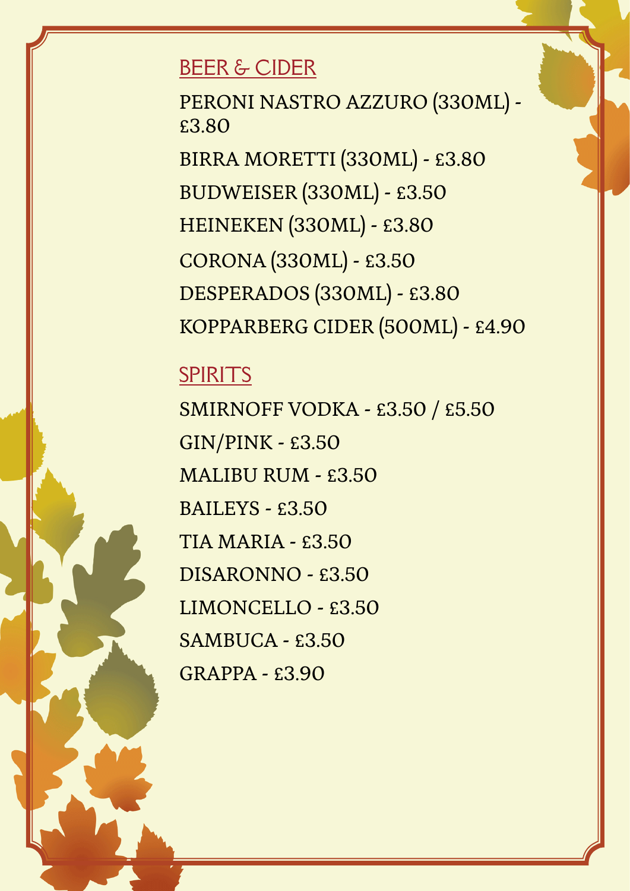## BEER & CIDER

PERONI NASTRO AZZURO (330ML) - £3.80

BIRRA MORETTI (330ML) - £3.80

BUDWEISER (330ML) - £3.50

HEINEKEN (330ML) - £3.80

CORONA (330ML) - £3.50

DESPERADOS (330ML) - £3.80

KOPPARBERG CIDER (500ML) - £4.90

## SPIRITS

SMIRNOFF VODKA - £3.50 / £5.50

GIN/PINK - £3.50

MALIBU RUM - £3.50

BAILEYS - £3.50

TIA MARIA - £3.50

DISARONNO - £3.50

LIMONCELLO - £3.50

SAMBUCA - £3.50

GRAPPA - £3.90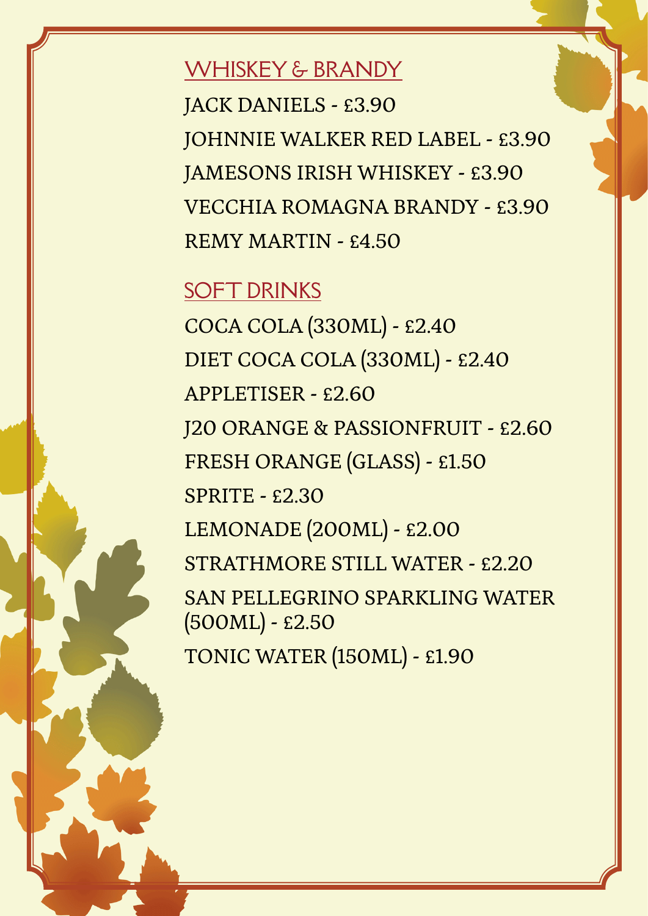## WHISKEY & BRANDY

JACK DANIELS - £3.90

JOHNNIE WALKER RED LABEL - £3.90

JAMESONS IRISH WHISKEY - £3.90

VECCHIA ROMAGNA BRANDY - £3.90

REMY MARTIN - £4.50

## SOFT DRINKS

COCA COLA (330ML) - £2.40

DIET COCA COLA (330ML) - £2.40

APPLETISER - £2.60

J20 ORANGE & PASSIONFRUIT - £2.60

FRESH ORANGE (GLASS) - £1.50

SPRITE - £2.30

LEMONADE (200ML) - £2.00

STRATHMORE STILL WATER - £2.20

SAN PELLEGRINO SPARKLING WATER (500ML) - £2.50

TONIC WATER (150ML) - £1.90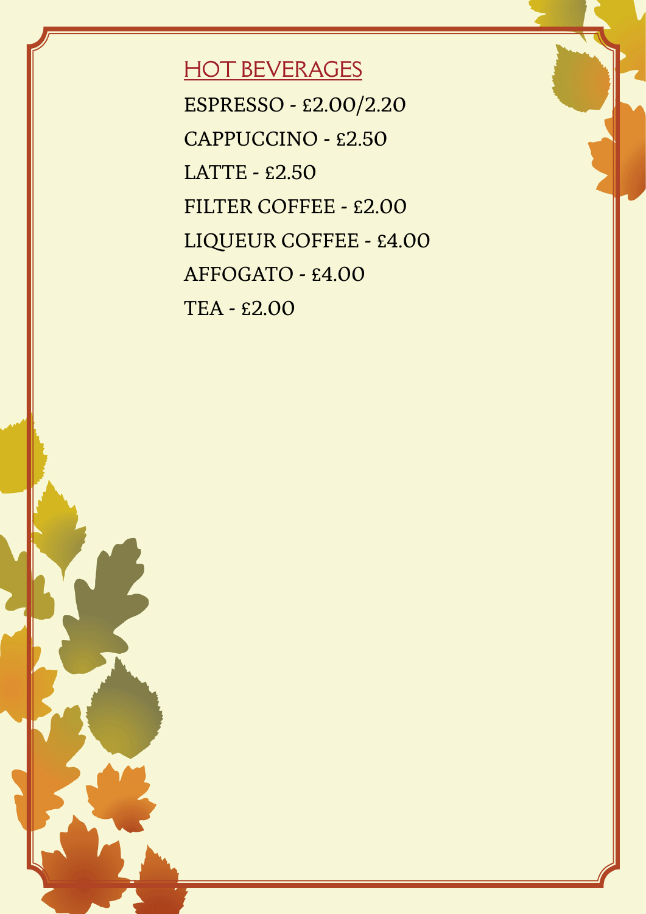## HOT BEVERAGES

ESPRESSO - £2.00/2.20

CAPPUCCINO - £2.50

LATTE - £2.50

FILTER COFFEE - £2.00

LIQUEUR COFFEE - £4.00

AFFOGATO - £4.00

TEA - £2.00